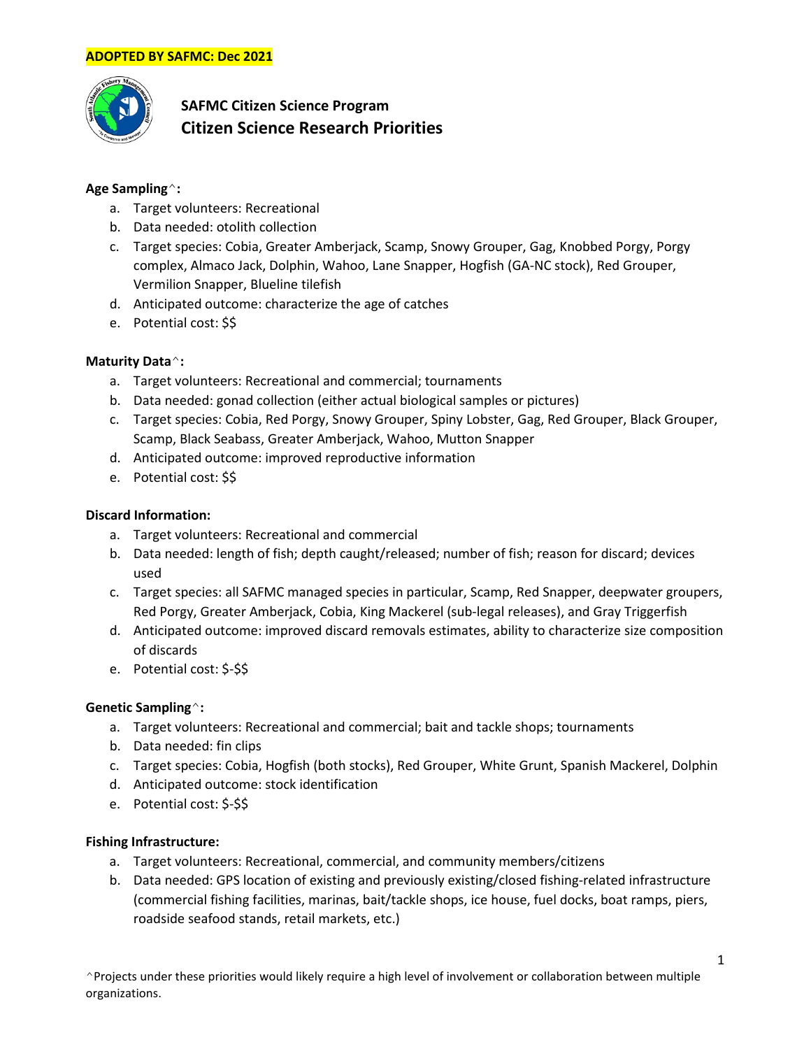**ADOPTED BY SAFMC: Dec 2021**

# SAFMC Citizen Science Program
## Citizen Science Research Priorities

**Age Sampling^:**

a. Target volunteers: Recreational
b. Data needed: otolith collection
c. Target species: Cobia, Greater Amberjack, Scamp, Snowy Grouper, Gag, Knobbed Porgy, Porgy complex, Almaco Jack, Dolphin, Wahoo, Lane Snapper, Hogfish (GA-NC stock), Red Grouper, Vermilion Snapper, Blueline tilefish
d. Anticipated outcome: characterize the age of catches
e. Potential cost: $$

**Maturity Data^:**

a. Target volunteers: Recreational and commercial; tournaments
b. Data needed: gonad collection (either actual biological samples or pictures)
c. Target species: Cobia, Red Porgy, Snowy Grouper, Spiny Lobster, Gag, Red Grouper, Black Grouper, Scamp, Black Seabass, Greater Amberjack, Wahoo, Mutton Snapper
d. Anticipated outcome: improved reproductive information
e. Potential cost: $$

**Discard Information:**

a. Target volunteers: Recreational and commercial
b. Data needed: length of fish; depth caught/released; number of fish; reason for discard; devices used
c. Target species: all SAFMC managed species in particular, Scamp, Red Snapper, deepwater groupers, Red Porgy, Greater Amberjack, Cobia, King Mackerel (sub-legal releases), and Gray Triggerfish
d. Anticipated outcome: improved discard removals estimates, ability to characterize size composition of discards
e. Potential cost: $-$$

**Genetic Sampling^:**

a. Target volunteers: Recreational and commercial; bait and tackle shops; tournaments
b. Data needed: fin clips
c. Target species: Cobia, Hogfish (both stocks), Red Grouper, White Grunt, Spanish Mackerel, Dolphin
d. Anticipated outcome: stock identification
e. Potential cost: $-$$

**Fishing Infrastructure:**

a. Target volunteers: Recreational, commercial, and community members/citizens
b. Data needed: GPS location of existing and previously existing/closed fishing-related infrastructure (commercial fishing facilities, marinas, bait/tackle shops, ice house, fuel docks, boat ramps, piers, roadside seafood stands, retail markets, etc.)

^Projects under these priorities would likely require a high level of involvement or collaboration between multiple organizations.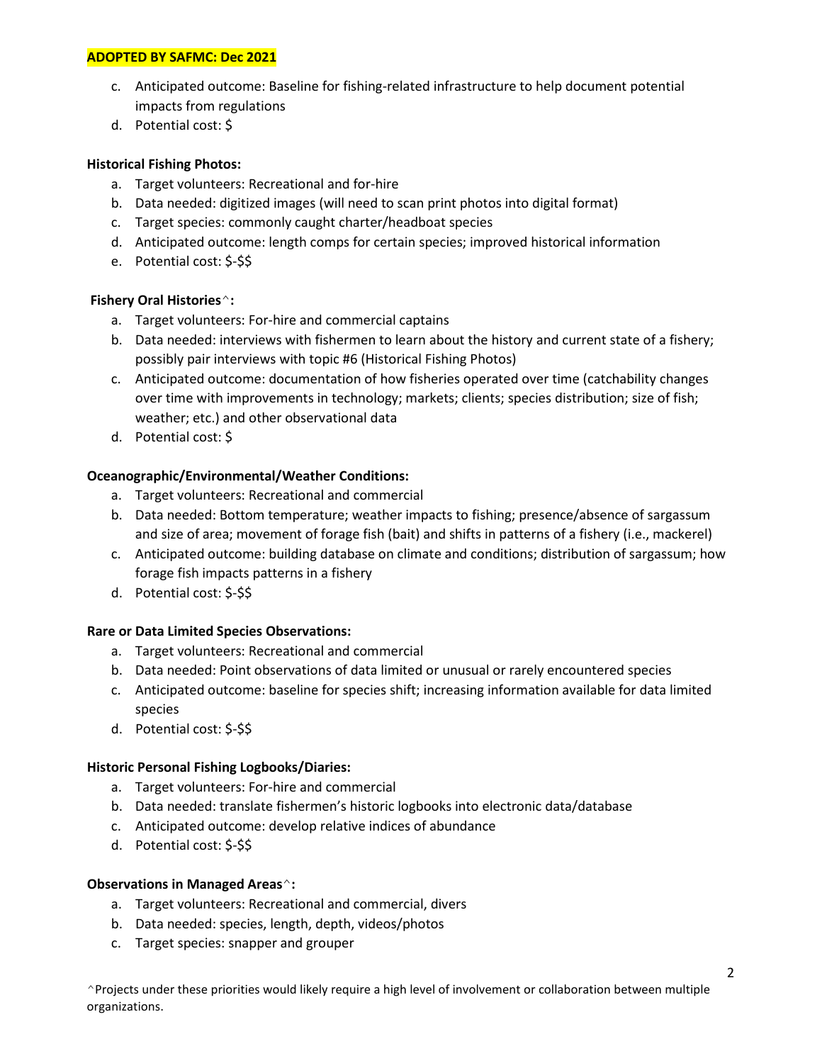**ADOPTED BY SAFMC: Dec 2021**

c. Anticipated outcome: Baseline for fishing-related infrastructure to help document potential impacts from regulations
d. Potential cost: $

**Historical Fishing Photos:**

a. Target volunteers: Recreational and for-hire
b. Data needed: digitized images (will need to scan print photos into digital format)
c. Target species: commonly caught charter/headboat species
d. Anticipated outcome: length comps for certain species; improved historical information
e. Potential cost: $-$$

**Fishery Oral Histories^:**

a. Target volunteers: For-hire and commercial captains
b. Data needed: interviews with fishermen to learn about the history and current state of a fishery; possibly pair interviews with topic #6 (Historical Fishing Photos)
c. Anticipated outcome: documentation of how fisheries operated over time (catchability changes over time with improvements in technology; markets; clients; species distribution; size of fish; weather; etc.) and other observational data
d. Potential cost: $

**Oceanographic/Environmental/Weather Conditions:**

a. Target volunteers: Recreational and commercial
b. Data needed: Bottom temperature; weather impacts to fishing; presence/absence of sargassum and size of area; movement of forage fish (bait) and shifts in patterns of a fishery (i.e., mackerel)
c. Anticipated outcome: building database on climate and conditions; distribution of sargassum; how forage fish impacts patterns in a fishery
d. Potential cost: $-$$

**Rare or Data Limited Species Observations:**

a. Target volunteers: Recreational and commercial
b. Data needed: Point observations of data limited or unusual or rarely encountered species
c. Anticipated outcome: baseline for species shift; increasing information available for data limited species
d. Potential cost: $-$$

**Historic Personal Fishing Logbooks/Diaries:**

a. Target volunteers: For-hire and commercial
b. Data needed: translate fishermen's historic logbooks into electronic data/database
c. Anticipated outcome: develop relative indices of abundance
d. Potential cost: $-$$

**Observations in Managed Areas^:**

a. Target volunteers: Recreational and commercial, divers
b. Data needed: species, length, depth, videos/photos
c. Target species: snapper and grouper

^Projects under these priorities would likely require a high level of involvement or collaboration between multiple organizations.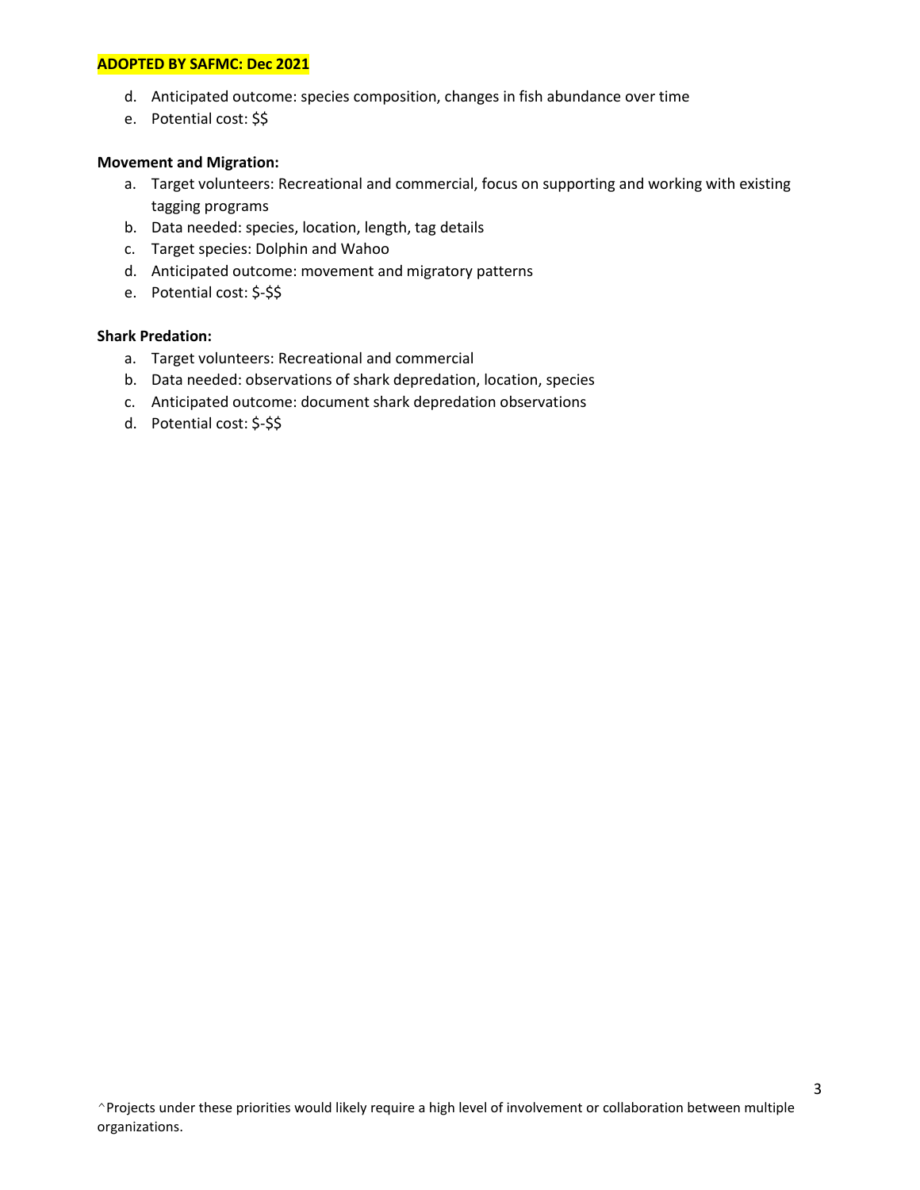d. Anticipated outcome: species composition, changes in fish abundance over time
e. Potential cost: $$

**Movement and Migration:**

a. Target volunteers: Recreational and commercial, focus on supporting and working with existing tagging programs
b. Data needed: species, location, length, tag details
c. Target species: Dolphin and Wahoo
d. Anticipated outcome: movement and migratory patterns
e. Potential cost: $-$$

**Shark Predation:**

a. Target volunteers: Recreational and commercial
b. Data needed: observations of shark depredation, location, species
c. Anticipated outcome: document shark depredation observations
d. Potential cost: $-$$

^Projects under these priorities would likely require a high level of involvement or collaboration between multiple organizations.